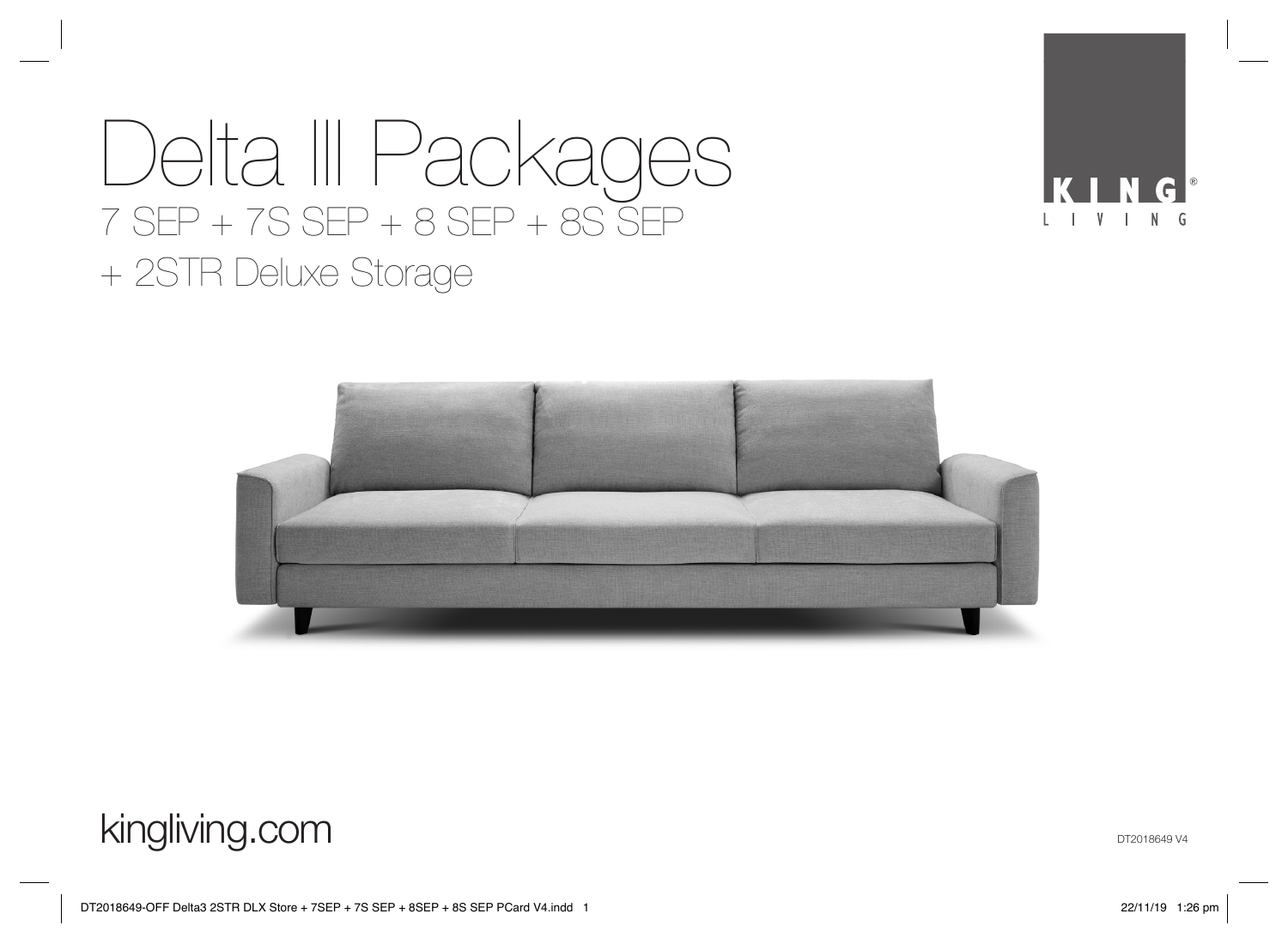# Delta III Packages

## 7 SEP + 7S SEP + 8 SEP + 8S SEP + 2STR Deluxe Storage

KING LIVING

kingliving.com

DT2018649 V4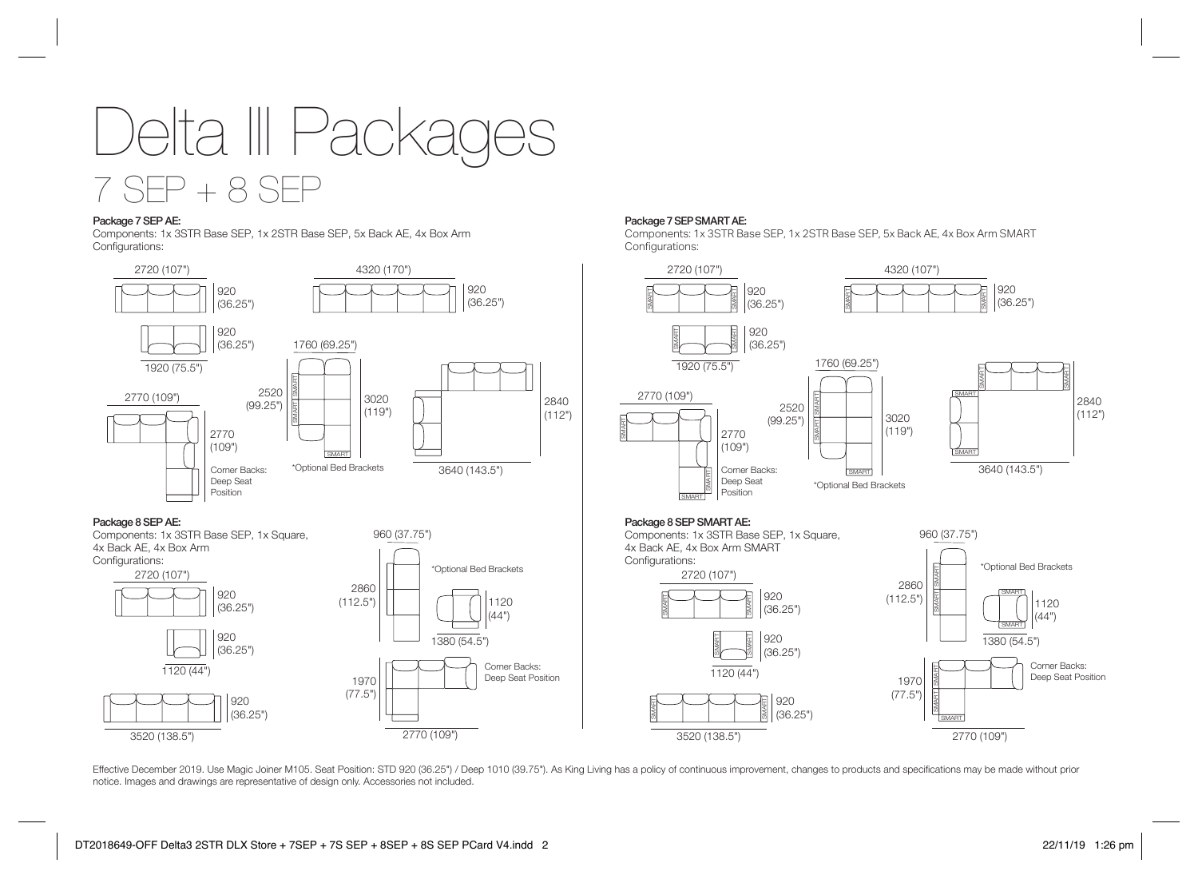# Delta III Packages

## 7 SEP + 8 SEP

### Package 7 SEP AE:

Components: 1x 3STR Base SEP, 1x 2STR Base SEP, 5x Back AE, 4x Box Arm

Configurations:

2720 (107") × 920 (36.25")

4320 (170") × 920 (36.25")

1920 (75.5") × 920 (36.25")

1760 (69.25") × 3020 (119") — 2520 (99.25") — SMART — *Optional Bed Brackets

2770 (109") × 2770 (109") — Corner Backs: Deep Seat Position

3640 (143.5") × 2840 (112")

### Package 8 SEP AE:

Components: 1x 3STR Base SEP, 1x Square, 4x Back AE, 4x Box Arm

Configurations:

2720 (107") × 920 (36.25")

1120 (44") × 920 (36.25")

3520 (138.5") × 920 (36.25")

960 (37.75") × 2860 (112.5") — *Optional Bed Brackets

1380 (54.5") × 1120 (44")

2770 (109") × 1970 (77.5") — Corner Backs: Deep Seat Position

### Package 7 SEP SMART AE:

Components: 1x 3STR Base SEP, 1x 2STR Base SEP, 5x Back AE, 4x Box Arm SMART

Configurations:

2720 (107") × 920 (36.25")

4320 (107") × 920 (36.25")

1920 (75.5") × 920 (36.25")

2770 (109") × 2770 (109") — Corner Backs: Deep Seat Position

1760 (69.25") × 3020 (119") — 2520 (99.25") — *Optional Bed Brackets

3640 (143.5") × 2840 (112")

### Package 8 SEP SMART AE:

Components: 1x 3STR Base SEP, 1x Square, 4x Back AE, 4x Box Arm SMART

Configurations:

2720 (107") × 920 (36.25")

1120 (44") × 920 (36.25")

3520 (138.5") × 920 (36.25")

960 (37.75") × 2860 (112.5") — *Optional Bed Brackets

1380 (54.5") × 1120 (44")

2770 (109") × 1970 (77.5") — Corner Backs: Deep Seat Position

Effective December 2019. Use Magic Joiner M105. Seat Position: STD 920 (36.25") / Deep 1010 (39.75"). As King Living has a policy of continuous improvement, changes to products and specifications may be made without prior notice. Images and drawings are representative of design only. Accessories not included.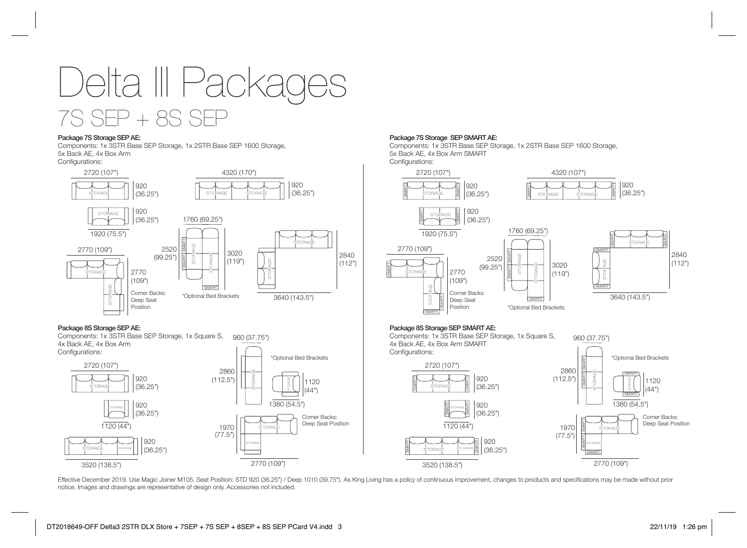# Delta III Packages

## 7S SEP + 8S SEP

**Package 7S Storage SEP AE:**

Components: 1x 3STR Base SEP Storage, 1x 2STR Base SEP 1600 Storage, 5x Back AE, 4x Box Arm

Configurations:

2720 (107") × 920 (36.25") — STORAGE

4320 (170") × 920 (36.25") — STORAGE, STORAGE

1920 (75.5") × 920 (36.25") — STORAGE

1760 (69.25") × 3020 (119") — SMART, SMART, STORAGE, STORAGE, SMART; 2520 (99.25")

*Optional Bed Brackets

2770 (109") × 2770 (109") — STORAGE, STORAGE

Corner Backs: Deep Seat Position

3640 (143.5") × 2840 (112") — STORAGE, STORAGE

**Package 7S Storage SEP SMART AE:**

Components: 1x 3STR Base SEP Storage, 1x 2STR Base SEP 1600 Storage, 5x Back AE, 4x Box Arm SMART

Configurations:

2720 (107") × 920 (36.25") — SMART, STORAGE, SMART

4320 (107") × 920 (36.25") — SMART, STORAGE, STORAGE, SMART

1920 (75.5") × 920 (36.25") — SMART, STORAGE, SMART

1760 (69.25") × 3020 (119") — SMART, SMART, STORAGE, STORAGE, SMART; 2520 (99.25")

*Optional Bed Brackets

2770 (109") × 2770 (109") — SMART, STORAGE, STORAGE, SMART, SMART

Corner Backs: Deep Seat Position

3640 (143.5") × 2840 (112") — SMART, STORAGE, SMART, SMART, STORAGE, SMART

**Package 8S Storage SEP AE:**

Components: 1x 3STR Base SEP Storage, 1x Square S, 4x Back AE, 4x Box Arm

Configurations:

2720 (107") × 920 (36.25") — STORAGE

1120 (44") × 920 (36.25") — STORAGE

3520 (138.5") × 920 (36.25") — STORAGE, STORAGE

960 (37.75") × 2860 (112.5") — STORAGE

*Optional Bed Brackets

1380 (54.5") × 1120 (44") — STORAGE

2770 (109") × 1970 (77.5") — STORAGE, STORAGE

Corner Backs: Deep Seat Position

**Package 8S Storage SEP SMART AE:**

Components: 1x 3STR Base SEP Storage, 1x Square S, 4x Back AE, 4x Box Arm SMART

Configurations:

2720 (107") × 920 (36.25") — SMART, STORAGE, SMART

1120 (44") × 920 (36.25") — SMART, STORAGE, SMART

3520 (138.5") × 920 (36.25") — SMART, STORAGE, STORAGE, SMART

960 (37.75") × 2860 (112.5") — SMART, SMART, STORAGE

*Optional Bed Brackets

1380 (54.5") × 1120 (44") — SMART, STORAGE, SMART

2770 (109") × 1970 (77.5") — SMART, SMART, STORAGE, STORAGE, SMART

Corner Backs: Deep Seat Position

Effective December 2019. Use Magic Joiner M105. Seat Position: STD 920 (36.25") / Deep 1010 (39.75"). As King Living has a policy of continuous improvement, changes to products and specifications may be made without prior notice. Images and drawings are representative of design only. Accessories not included.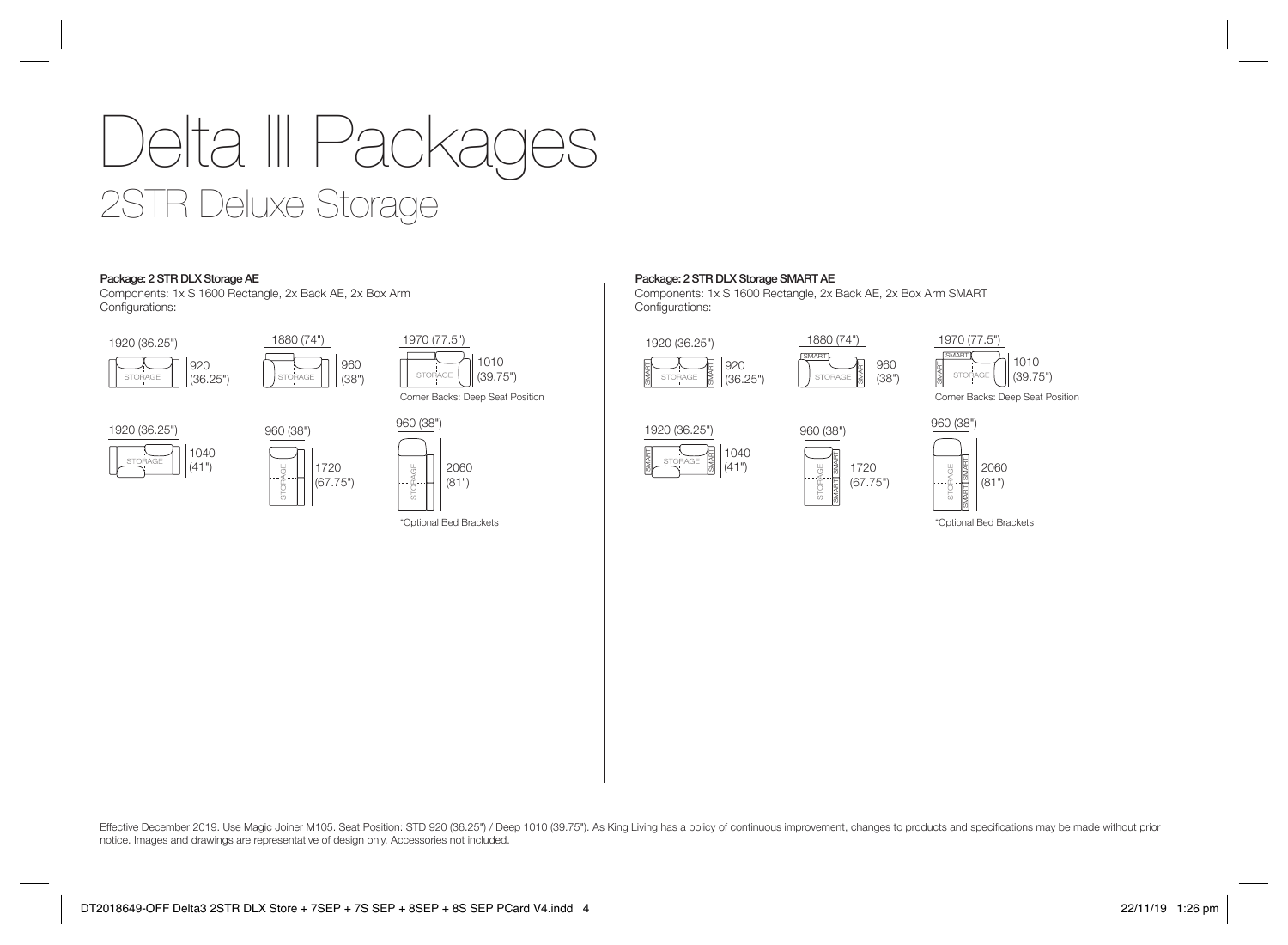# Delta III Packages

## 2STR Deluxe Storage

**Package: 2 STR DLX Storage AE**

Components: 1x S 1600 Rectangle, 2x Back AE, 2x Box Arm

Configurations:

1920 (36.25")
STORAGE
920
(36.25")

1880 (74")
STORAGE
960
(38")

1970 (77.5")
STORAGE
1010
(39.75")

Corner Backs: Deep Seat Position

1920 (36.25")
STORAGE
1040
(41")

960 (38")
STORAGE
1720
(67.75")

960 (38")
STORAGE
2060
(81")

*Optional Bed Brackets

**Package: 2 STR DLX Storage SMART AE**

Components: 1x S 1600 Rectangle, 2x Back AE, 2x Box Arm SMART

Configurations:

1920 (36.25")
SMART
STORAGE
SMART
920
(36.25")

1880 (74")
SMART
STORAGE
SMART
960
(38")

1970 (77.5")
SMART
SMART
STORAGE
1010
(39.75")

Corner Backs: Deep Seat Position

1920 (36.25")
SMART
STORAGE
SMART
1040
(41")

960 (38")
STORAGE
SMART
SMART
1720
(67.75")

960 (38")
STORAGE
SMART
SMART
2060
(81")

*Optional Bed Brackets

Effective December 2019. Use Magic Joiner M105. Seat Position: STD 920 (36.25") / Deep 1010 (39.75"). As King Living has a policy of continuous improvement, changes to products and specifications may be made without prior notice. Images and drawings are representative of design only. Accessories not included.